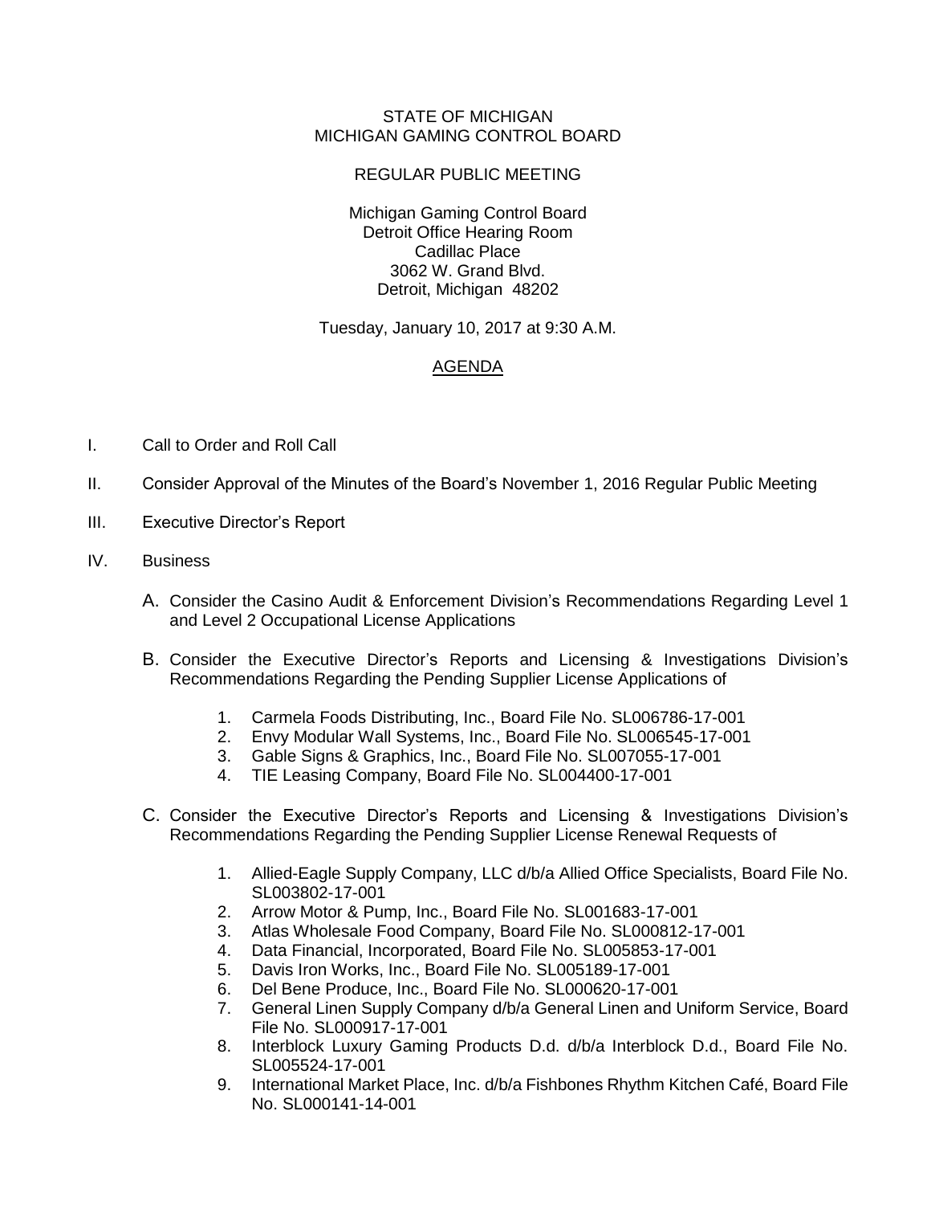STATE OF MICHIGAN
MICHIGAN GAMING CONTROL BOARD

REGULAR PUBLIC MEETING

Michigan Gaming Control Board
Detroit Office Hearing Room
Cadillac Place
3062 W. Grand Blvd.
Detroit, Michigan 48202

Tuesday, January 10, 2017 at 9:30 A.M.

# AGENDA

I. Call to Order and Roll Call

II. Consider Approval of the Minutes of the Board's November 1, 2016 Regular Public Meeting

III. Executive Director's Report

IV. Business

A. Consider the Casino Audit & Enforcement Division's Recommendations Regarding Level 1 and Level 2 Occupational License Applications

B. Consider the Executive Director's Reports and Licensing & Investigations Division's Recommendations Regarding the Pending Supplier License Applications of

1. Carmela Foods Distributing, Inc., Board File No. SL006786-17-001
2. Envy Modular Wall Systems, Inc., Board File No. SL006545-17-001
3. Gable Signs & Graphics, Inc., Board File No. SL007055-17-001
4. TIE Leasing Company, Board File No. SL004400-17-001

C. Consider the Executive Director's Reports and Licensing & Investigations Division's Recommendations Regarding the Pending Supplier License Renewal Requests of

1. Allied-Eagle Supply Company, LLC d/b/a Allied Office Specialists, Board File No. SL003802-17-001
2. Arrow Motor & Pump, Inc., Board File No. SL001683-17-001
3. Atlas Wholesale Food Company, Board File No. SL000812-17-001
4. Data Financial, Incorporated, Board File No. SL005853-17-001
5. Davis Iron Works, Inc., Board File No. SL005189-17-001
6. Del Bene Produce, Inc., Board File No. SL000620-17-001
7. General Linen Supply Company d/b/a General Linen and Uniform Service, Board File No. SL000917-17-001
8. Interblock Luxury Gaming Products D.d. d/b/a Interblock D.d., Board File No. SL005524-17-001
9. International Market Place, Inc. d/b/a Fishbones Rhythm Kitchen Café, Board File No. SL000141-14-001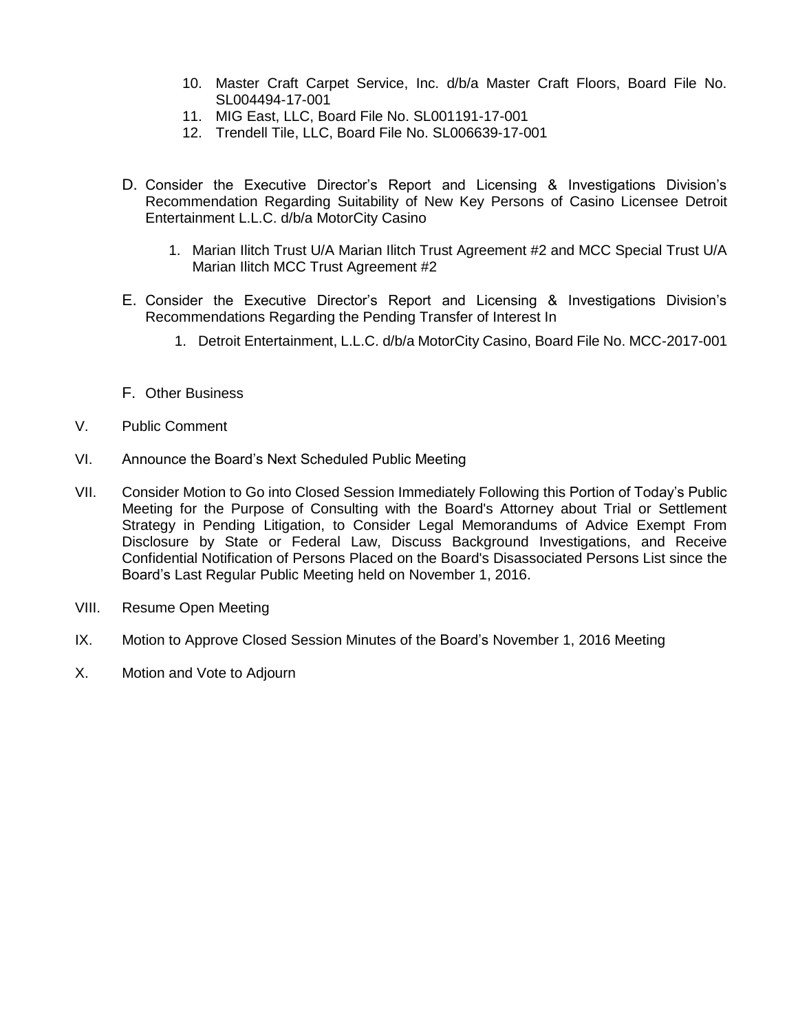10. Master Craft Carpet Service, Inc. d/b/a Master Craft Floors, Board File No. SL004494-17-001
11. MIG East, LLC, Board File No. SL001191-17-001
12. Trendell Tile, LLC, Board File No. SL006639-17-001

D. Consider the Executive Director's Report and Licensing & Investigations Division's Recommendation Regarding Suitability of New Key Persons of Casino Licensee Detroit Entertainment L.L.C. d/b/a MotorCity Casino

   1. Marian Ilitch Trust U/A Marian Ilitch Trust Agreement #2 and MCC Special Trust U/A Marian Ilitch MCC Trust Agreement #2

E. Consider the Executive Director's Report and Licensing & Investigations Division's Recommendations Regarding the Pending Transfer of Interest In

   1. Detroit Entertainment, L.L.C. d/b/a MotorCity Casino, Board File No. MCC-2017-001

F. Other Business

V. Public Comment

VI. Announce the Board's Next Scheduled Public Meeting

VII. Consider Motion to Go into Closed Session Immediately Following this Portion of Today's Public Meeting for the Purpose of Consulting with the Board's Attorney about Trial or Settlement Strategy in Pending Litigation, to Consider Legal Memorandums of Advice Exempt From Disclosure by State or Federal Law, Discuss Background Investigations, and Receive Confidential Notification of Persons Placed on the Board's Disassociated Persons List since the Board's Last Regular Public Meeting held on November 1, 2016.

VIII. Resume Open Meeting

IX. Motion to Approve Closed Session Minutes of the Board's November 1, 2016 Meeting

X. Motion and Vote to Adjourn